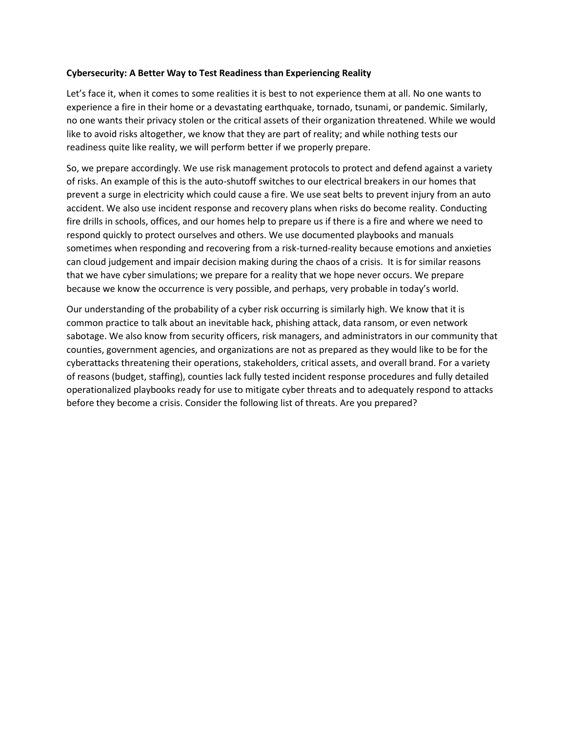**Cybersecurity: A Better Way to Test Readiness than Experiencing Reality**

Let's face it, when it comes to some realities it is best to not experience them at all. No one wants to experience a fire in their home or a devastating earthquake, tornado, tsunami, or pandemic. Similarly, no one wants their privacy stolen or the critical assets of their organization threatened. While we would like to avoid risks altogether, we know that they are part of reality; and while nothing tests our readiness quite like reality, we will perform better if we properly prepare.

So, we prepare accordingly. We use risk management protocols to protect and defend against a variety of risks. An example of this is the auto-shutoff switches to our electrical breakers in our homes that prevent a surge in electricity which could cause a fire. We use seat belts to prevent injury from an auto accident. We also use incident response and recovery plans when risks do become reality. Conducting fire drills in schools, offices, and our homes help to prepare us if there is a fire and where we need to respond quickly to protect ourselves and others. We use documented playbooks and manuals sometimes when responding and recovering from a risk-turned-reality because emotions and anxieties can cloud judgement and impair decision making during the chaos of a crisis. It is for similar reasons that we have cyber simulations; we prepare for a reality that we hope never occurs. We prepare because we know the occurrence is very possible, and perhaps, very probable in today's world.

Our understanding of the probability of a cyber risk occurring is similarly high. We know that it is common practice to talk about an inevitable hack, phishing attack, data ransom, or even network sabotage. We also know from security officers, risk managers, and administrators in our community that counties, government agencies, and organizations are not as prepared as they would like to be for the cyberattacks threatening their operations, stakeholders, critical assets, and overall brand. For a variety of reasons (budget, staffing), counties lack fully tested incident response procedures and fully detailed operationalized playbooks ready for use to mitigate cyber threats and to adequately respond to attacks before they become a crisis. Consider the following list of threats. Are you prepared?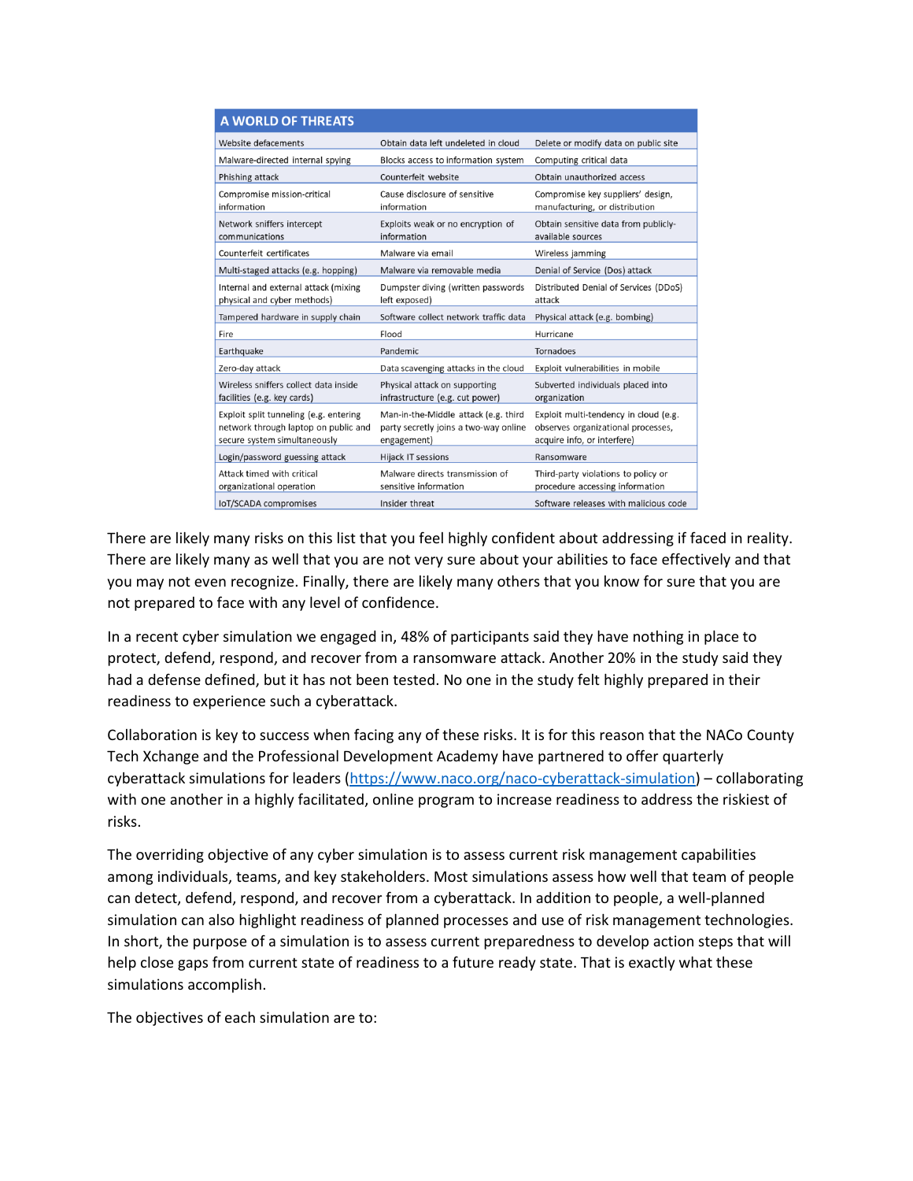| A WORLD OF THREATS | | |
|---|---|---|
| Website defacements | Obtain data left undeleted in cloud | Delete or modify data on public site |
| Malware-directed internal spying | Blocks access to information system | Computing critical data |
| Phishing attack | Counterfeit website | Obtain unauthorized access |
| Compromise mission-critical information | Cause disclosure of sensitive information | Compromise key suppliers' design, manufacturing, or distribution |
| Network sniffers intercept communications | Exploits weak or no encryption of information | Obtain sensitive data from publicly-available sources |
| Counterfeit certificates | Malware via email | Wireless jamming |
| Multi-staged attacks (e.g. hopping) | Malware via removable media | Denial of Service (Dos) attack |
| Internal and external attack (mixing physical and cyber methods) | Dumpster diving (written passwords left exposed) | Distributed Denial of Services (DDoS) attack |
| Tampered hardware in supply chain | Software collect network traffic data | Physical attack (e.g. bombing) |
| Fire | Flood | Hurricane |
| Earthquake | Pandemic | Tornadoes |
| Zero-day attack | Data scavenging attacks in the cloud | Exploit vulnerabilities in mobile |
| Wireless sniffers collect data inside facilities (e.g. key cards) | Physical attack on supporting infrastructure (e.g. cut power) | Subverted individuals placed into organization |
| Exploit split tunneling (e.g. entering network through laptop on public and secure system simultaneously | Man-in-the-Middle attack (e.g. third party secretly joins a two-way online engagement) | Exploit multi-tendency in cloud (e.g. observes organizational processes, acquire info, or interfere) |
| Login/password guessing attack | Hijack IT sessions | Ransomware |
| Attack timed with critical organizational operation | Malware directs transmission of sensitive information | Third-party violations to policy or procedure accessing information |
| IoT/SCADA compromises | Insider threat | Software releases with malicious code |

There are likely many risks on this list that you feel highly confident about addressing if faced in reality. There are likely many as well that you are not very sure about your abilities to face effectively and that you may not even recognize. Finally, there are likely many others that you know for sure that you are not prepared to face with any level of confidence.

In a recent cyber simulation we engaged in, 48% of participants said they have nothing in place to protect, defend, respond, and recover from a ransomware attack. Another 20% in the study said they had a defense defined, but it has not been tested. No one in the study felt highly prepared in their readiness to experience such a cyberattack.

Collaboration is key to success when facing any of these risks. It is for this reason that the NACo County Tech Xchange and the Professional Development Academy have partnered to offer quarterly cyberattack simulations for leaders (https://www.naco.org/naco-cyberattack-simulation) – collaborating with one another in a highly facilitated, online program to increase readiness to address the riskiest of risks.

The overriding objective of any cyber simulation is to assess current risk management capabilities among individuals, teams, and key stakeholders. Most simulations assess how well that team of people can detect, defend, respond, and recover from a cyberattack. In addition to people, a well-planned simulation can also highlight readiness of planned processes and use of risk management technologies. In short, the purpose of a simulation is to assess current preparedness to develop action steps that will help close gaps from current state of readiness to a future ready state. That is exactly what these simulations accomplish.

The objectives of each simulation are to: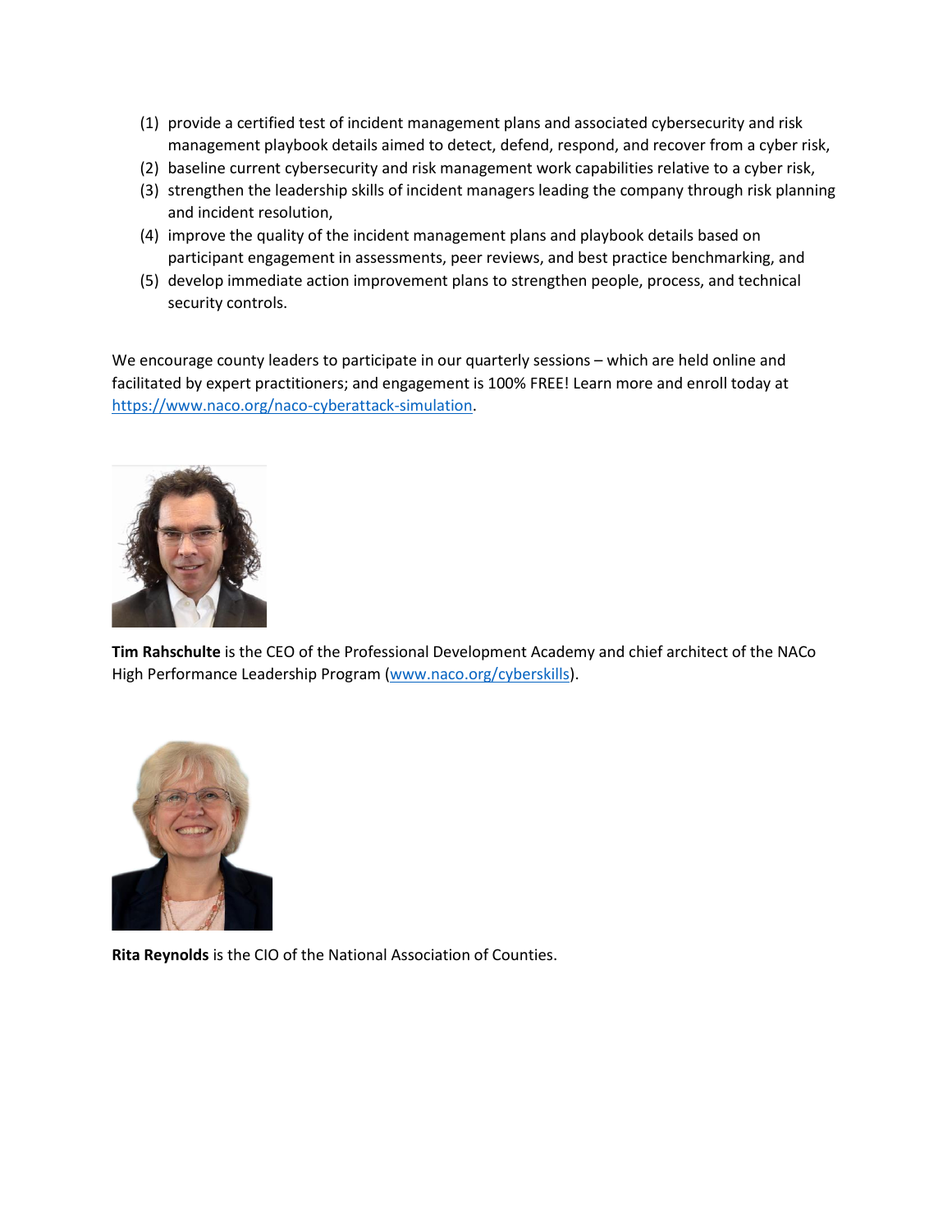(1) provide a certified test of incident management plans and associated cybersecurity and risk management playbook details aimed to detect, defend, respond, and recover from a cyber risk,
(2) baseline current cybersecurity and risk management work capabilities relative to a cyber risk,
(3) strengthen the leadership skills of incident managers leading the company through risk planning and incident resolution,
(4) improve the quality of the incident management plans and playbook details based on participant engagement in assessments, peer reviews, and best practice benchmarking, and
(5) develop immediate action improvement plans to strengthen people, process, and technical security controls.

We encourage county leaders to participate in our quarterly sessions – which are held online and facilitated by expert practitioners; and engagement is 100% FREE! Learn more and enroll today at https://www.naco.org/naco-cyberattack-simulation.

**Tim Rahschulte** is the CEO of the Professional Development Academy and chief architect of the NACo High Performance Leadership Program (www.naco.org/cyberskills).

**Rita Reynolds** is the CIO of the National Association of Counties.